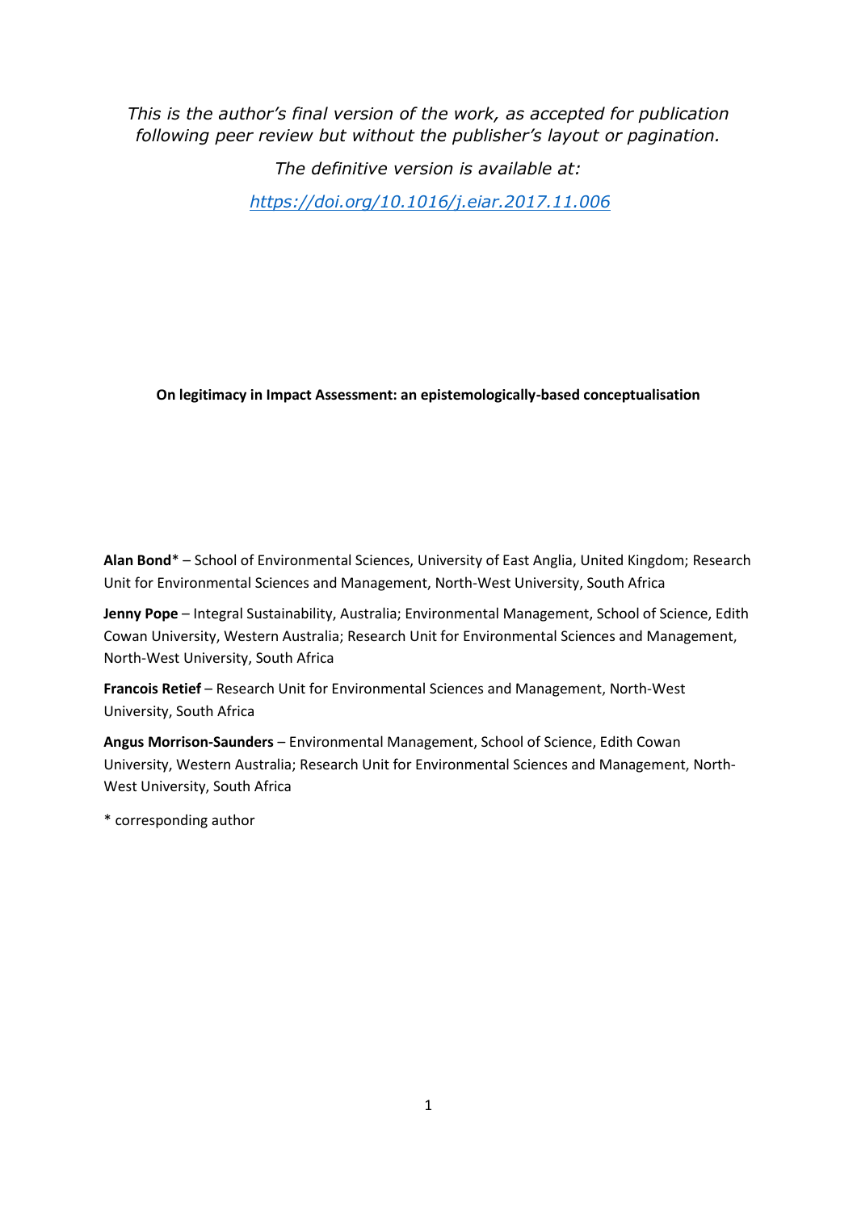*This is the author's final version of the work, as accepted for publication following peer review but without the publisher's layout or pagination.*

*The definitive version is available at:*

*https://doi.org/10.1016/j.eiar.2017.11.006*

# On legitimacy in Impact Assessment: an epistemologically-based conceptualisation

**Alan Bond*** – School of Environmental Sciences, University of East Anglia, United Kingdom; Research Unit for Environmental Sciences and Management, North-West University, South Africa

**Jenny Pope** – Integral Sustainability, Australia; Environmental Management, School of Science, Edith Cowan University, Western Australia; Research Unit for Environmental Sciences and Management, North-West University, South Africa

**Francois Retief** – Research Unit for Environmental Sciences and Management, North-West University, South Africa

**Angus Morrison-Saunders** – Environmental Management, School of Science, Edith Cowan University, Western Australia; Research Unit for Environmental Sciences and Management, North-West University, South Africa

* corresponding author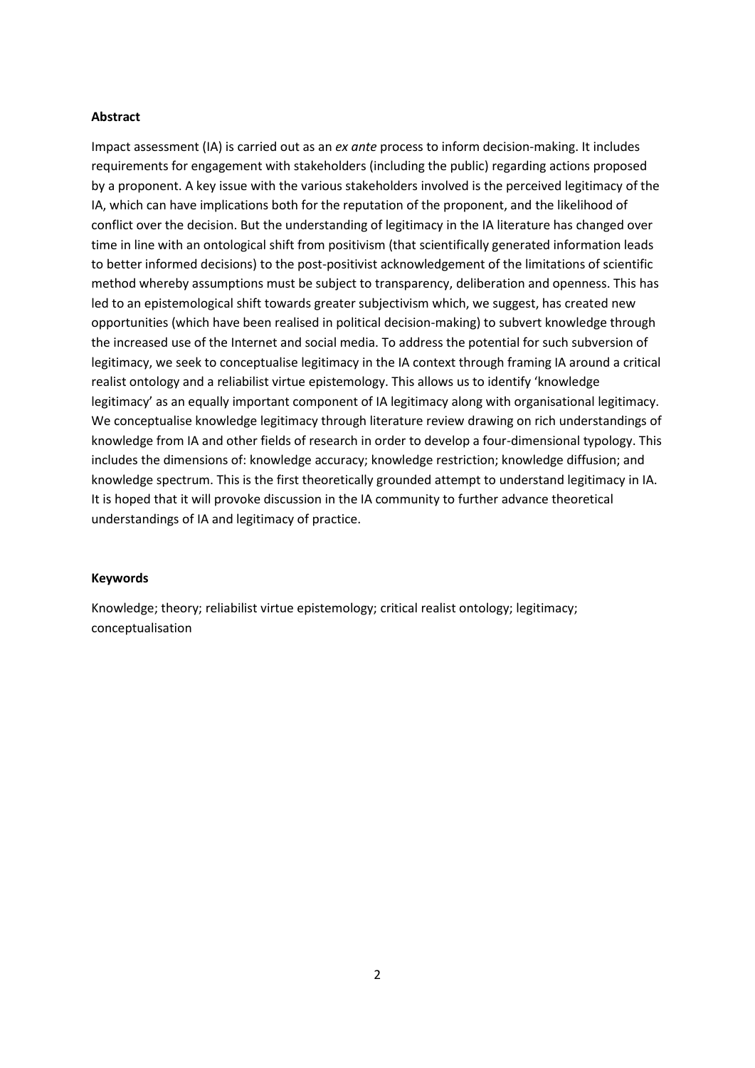**Abstract**

Impact assessment (IA) is carried out as an *ex ante* process to inform decision-making. It includes requirements for engagement with stakeholders (including the public) regarding actions proposed by a proponent. A key issue with the various stakeholders involved is the perceived legitimacy of the IA, which can have implications both for the reputation of the proponent, and the likelihood of conflict over the decision. But the understanding of legitimacy in the IA literature has changed over time in line with an ontological shift from positivism (that scientifically generated information leads to better informed decisions) to the post-positivist acknowledgement of the limitations of scientific method whereby assumptions must be subject to transparency, deliberation and openness. This has led to an epistemological shift towards greater subjectivism which, we suggest, has created new opportunities (which have been realised in political decision-making) to subvert knowledge through the increased use of the Internet and social media. To address the potential for such subversion of legitimacy, we seek to conceptualise legitimacy in the IA context through framing IA around a critical realist ontology and a reliabilist virtue epistemology. This allows us to identify 'knowledge legitimacy' as an equally important component of IA legitimacy along with organisational legitimacy. We conceptualise knowledge legitimacy through literature review drawing on rich understandings of knowledge from IA and other fields of research in order to develop a four-dimensional typology. This includes the dimensions of: knowledge accuracy; knowledge restriction; knowledge diffusion; and knowledge spectrum. This is the first theoretically grounded attempt to understand legitimacy in IA. It is hoped that it will provoke discussion in the IA community to further advance theoretical understandings of IA and legitimacy of practice.

**Keywords**

Knowledge; theory; reliabilist virtue epistemology; critical realist ontology; legitimacy; conceptualisation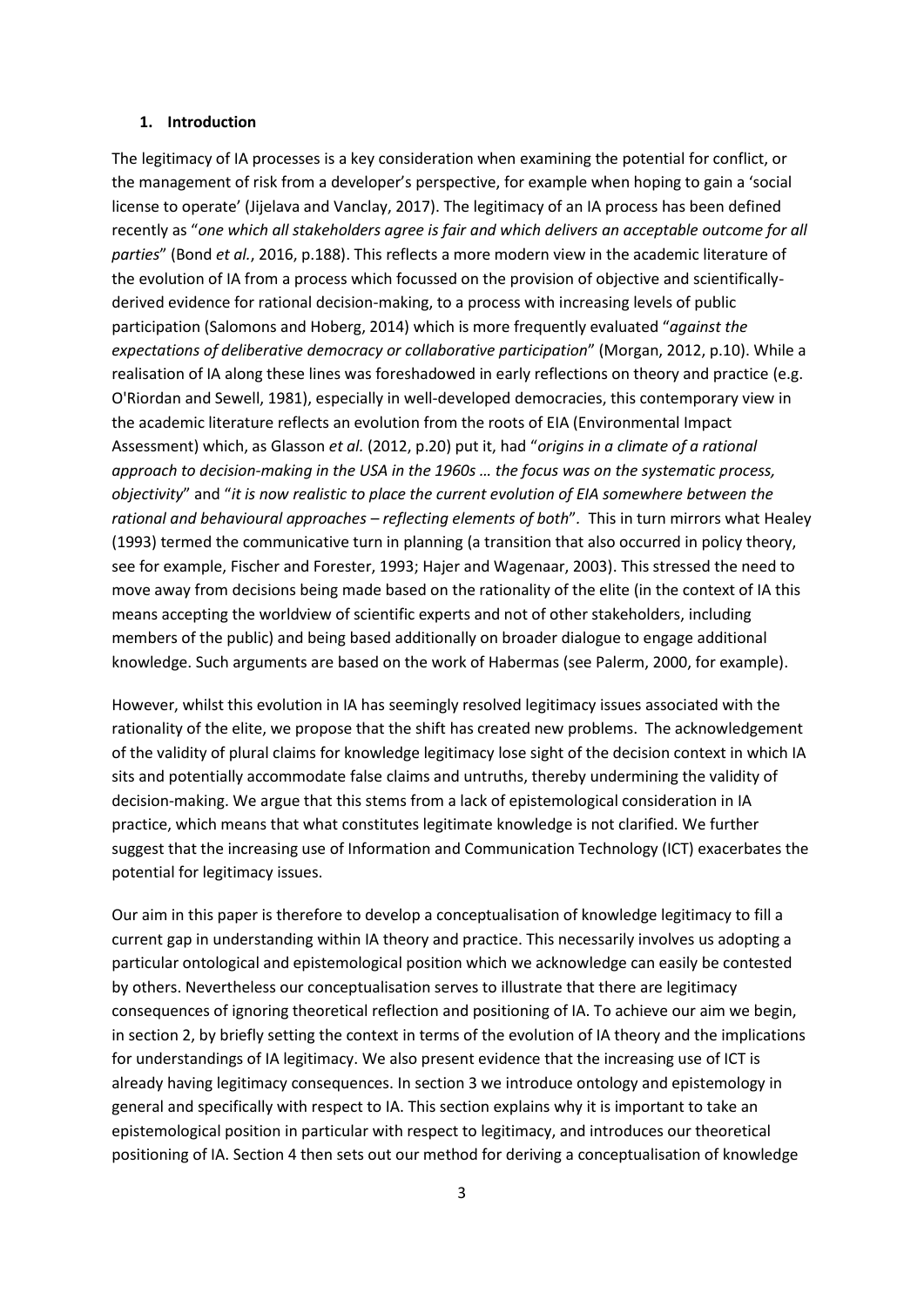## 1. Introduction

The legitimacy of IA processes is a key consideration when examining the potential for conflict, or the management of risk from a developer's perspective, for example when hoping to gain a 'social license to operate' (Jijelava and Vanclay, 2017). The legitimacy of an IA process has been defined recently as "*one which all stakeholders agree is fair and which delivers an acceptable outcome for all parties*" (Bond *et al.*, 2016, p.188). This reflects a more modern view in the academic literature of the evolution of IA from a process which focussed on the provision of objective and scientifically-derived evidence for rational decision-making, to a process with increasing levels of public participation (Salomons and Hoberg, 2014) which is more frequently evaluated "*against the expectations of deliberative democracy or collaborative participation*" (Morgan, 2012, p.10). While a realisation of IA along these lines was foreshadowed in early reflections on theory and practice (e.g. O'Riordan and Sewell, 1981), especially in well-developed democracies, this contemporary view in the academic literature reflects an evolution from the roots of EIA (Environmental Impact Assessment) which, as Glasson *et al.* (2012, p.20) put it, had "*origins in a climate of a rational approach to decision-making in the USA in the 1960s … the focus was on the systematic process, objectivity*" and "*it is now realistic to place the current evolution of EIA somewhere between the rational and behavioural approaches – reflecting elements of both*". This in turn mirrors what Healey (1993) termed the communicative turn in planning (a transition that also occurred in policy theory, see for example, Fischer and Forester, 1993; Hajer and Wagenaar, 2003). This stressed the need to move away from decisions being made based on the rationality of the elite (in the context of IA this means accepting the worldview of scientific experts and not of other stakeholders, including members of the public) and being based additionally on broader dialogue to engage additional knowledge. Such arguments are based on the work of Habermas (see Palerm, 2000, for example).

However, whilst this evolution in IA has seemingly resolved legitimacy issues associated with the rationality of the elite, we propose that the shift has created new problems. The acknowledgement of the validity of plural claims for knowledge legitimacy lose sight of the decision context in which IA sits and potentially accommodate false claims and untruths, thereby undermining the validity of decision-making. We argue that this stems from a lack of epistemological consideration in IA practice, which means that what constitutes legitimate knowledge is not clarified. We further suggest that the increasing use of Information and Communication Technology (ICT) exacerbates the potential for legitimacy issues.

Our aim in this paper is therefore to develop a conceptualisation of knowledge legitimacy to fill a current gap in understanding within IA theory and practice. This necessarily involves us adopting a particular ontological and epistemological position which we acknowledge can easily be contested by others. Nevertheless our conceptualisation serves to illustrate that there are legitimacy consequences of ignoring theoretical reflection and positioning of IA. To achieve our aim we begin, in section 2, by briefly setting the context in terms of the evolution of IA theory and the implications for understandings of IA legitimacy. We also present evidence that the increasing use of ICT is already having legitimacy consequences. In section 3 we introduce ontology and epistemology in general and specifically with respect to IA. This section explains why it is important to take an epistemological position in particular with respect to legitimacy, and introduces our theoretical positioning of IA. Section 4 then sets out our method for deriving a conceptualisation of knowledge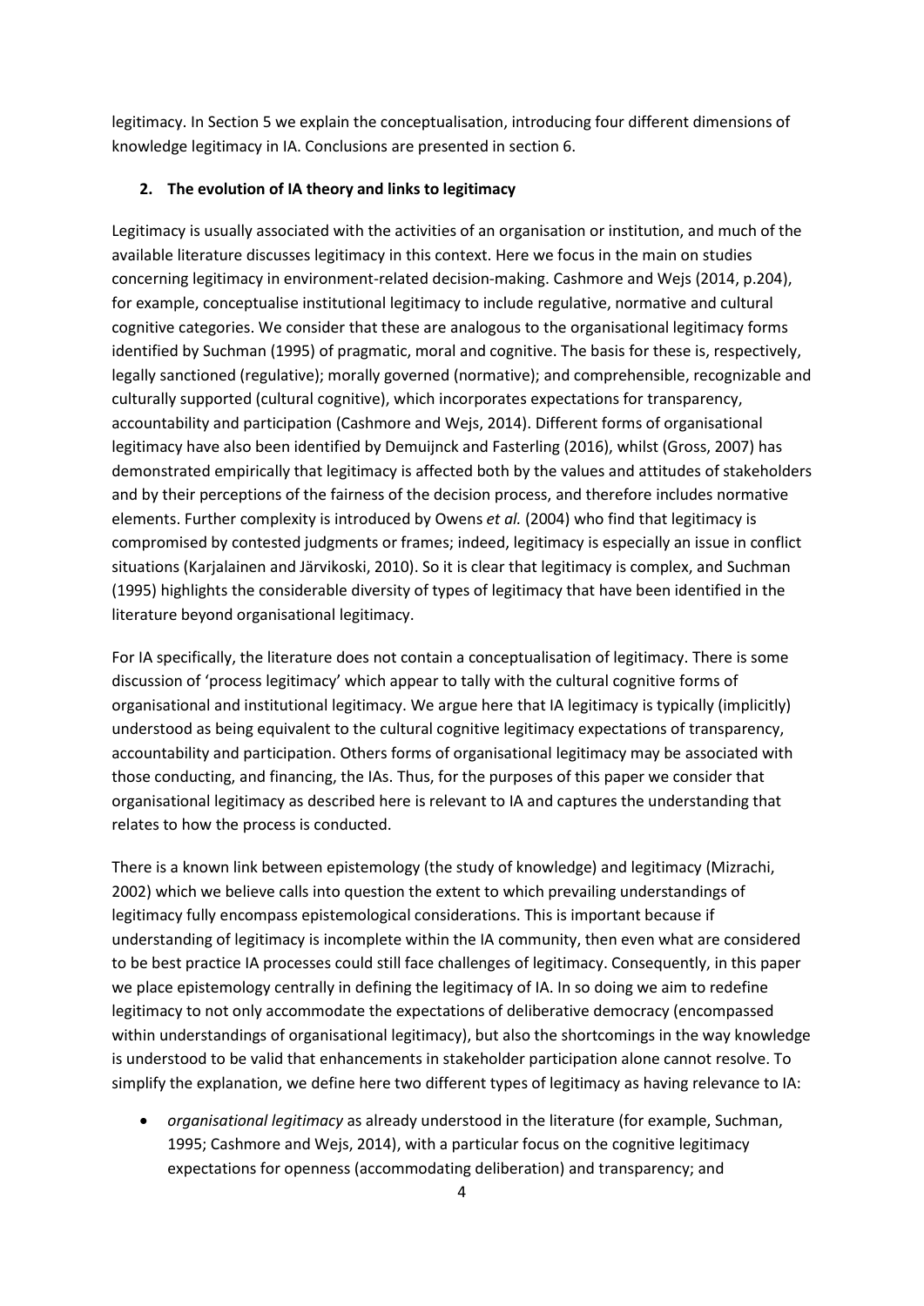legitimacy. In Section 5 we explain the conceptualisation, introducing four different dimensions of knowledge legitimacy in IA. Conclusions are presented in section 6.

## 2. The evolution of IA theory and links to legitimacy

Legitimacy is usually associated with the activities of an organisation or institution, and much of the available literature discusses legitimacy in this context. Here we focus in the main on studies concerning legitimacy in environment-related decision-making. Cashmore and Wejs (2014, p.204), for example, conceptualise institutional legitimacy to include regulative, normative and cultural cognitive categories. We consider that these are analogous to the organisational legitimacy forms identified by Suchman (1995) of pragmatic, moral and cognitive. The basis for these is, respectively, legally sanctioned (regulative); morally governed (normative); and comprehensible, recognizable and culturally supported (cultural cognitive), which incorporates expectations for transparency, accountability and participation (Cashmore and Wejs, 2014). Different forms of organisational legitimacy have also been identified by Demuijnck and Fasterling (2016), whilst (Gross, 2007) has demonstrated empirically that legitimacy is affected both by the values and attitudes of stakeholders and by their perceptions of the fairness of the decision process, and therefore includes normative elements. Further complexity is introduced by Owens *et al.* (2004) who find that legitimacy is compromised by contested judgments or frames; indeed, legitimacy is especially an issue in conflict situations (Karjalainen and Järvikoski, 2010). So it is clear that legitimacy is complex, and Suchman (1995) highlights the considerable diversity of types of legitimacy that have been identified in the literature beyond organisational legitimacy.

For IA specifically, the literature does not contain a conceptualisation of legitimacy. There is some discussion of 'process legitimacy' which appear to tally with the cultural cognitive forms of organisational and institutional legitimacy. We argue here that IA legitimacy is typically (implicitly) understood as being equivalent to the cultural cognitive legitimacy expectations of transparency, accountability and participation. Others forms of organisational legitimacy may be associated with those conducting, and financing, the IAs. Thus, for the purposes of this paper we consider that organisational legitimacy as described here is relevant to IA and captures the understanding that relates to how the process is conducted.

There is a known link between epistemology (the study of knowledge) and legitimacy (Mizrachi, 2002) which we believe calls into question the extent to which prevailing understandings of legitimacy fully encompass epistemological considerations. This is important because if understanding of legitimacy is incomplete within the IA community, then even what are considered to be best practice IA processes could still face challenges of legitimacy. Consequently, in this paper we place epistemology centrally in defining the legitimacy of IA. In so doing we aim to redefine legitimacy to not only accommodate the expectations of deliberative democracy (encompassed within understandings of organisational legitimacy), but also the shortcomings in the way knowledge is understood to be valid that enhancements in stakeholder participation alone cannot resolve. To simplify the explanation, we define here two different types of legitimacy as having relevance to IA:

- *organisational legitimacy* as already understood in the literature (for example, Suchman, 1995; Cashmore and Wejs, 2014), with a particular focus on the cognitive legitimacy expectations for openness (accommodating deliberation) and transparency; and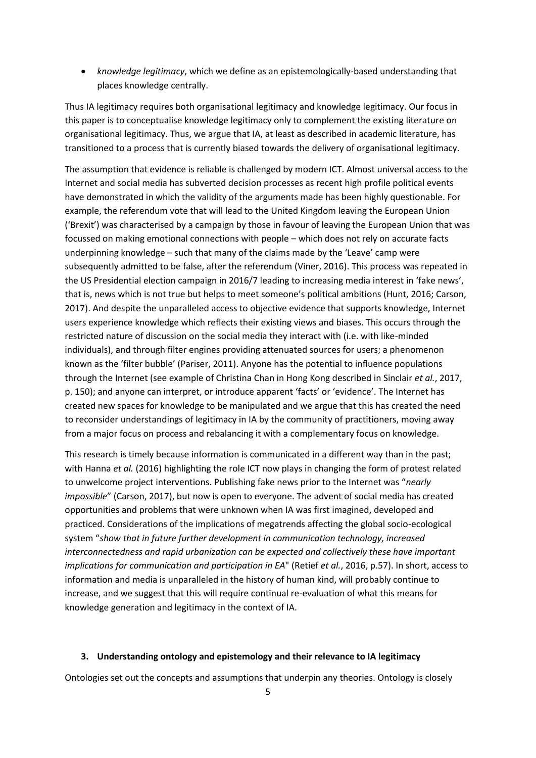- *knowledge legitimacy*, which we define as an epistemologically-based understanding that places knowledge centrally.

Thus IA legitimacy requires both organisational legitimacy and knowledge legitimacy. Our focus in this paper is to conceptualise knowledge legitimacy only to complement the existing literature on organisational legitimacy. Thus, we argue that IA, at least as described in academic literature, has transitioned to a process that is currently biased towards the delivery of organisational legitimacy.

The assumption that evidence is reliable is challenged by modern ICT. Almost universal access to the Internet and social media has subverted decision processes as recent high profile political events have demonstrated in which the validity of the arguments made has been highly questionable. For example, the referendum vote that will lead to the United Kingdom leaving the European Union ('Brexit') was characterised by a campaign by those in favour of leaving the European Union that was focussed on making emotional connections with people – which does not rely on accurate facts underpinning knowledge – such that many of the claims made by the 'Leave' camp were subsequently admitted to be false, after the referendum (Viner, 2016). This process was repeated in the US Presidential election campaign in 2016/7 leading to increasing media interest in 'fake news', that is, news which is not true but helps to meet someone's political ambitions (Hunt, 2016; Carson, 2017). And despite the unparalleled access to objective evidence that supports knowledge, Internet users experience knowledge which reflects their existing views and biases. This occurs through the restricted nature of discussion on the social media they interact with (i.e. with like-minded individuals), and through filter engines providing attenuated sources for users; a phenomenon known as the 'filter bubble' (Pariser, 2011). Anyone has the potential to influence populations through the Internet (see example of Christina Chan in Hong Kong described in Sinclair *et al.*, 2017, p. 150); and anyone can interpret, or introduce apparent 'facts' or 'evidence'. The Internet has created new spaces for knowledge to be manipulated and we argue that this has created the need to reconsider understandings of legitimacy in IA by the community of practitioners, moving away from a major focus on process and rebalancing it with a complementary focus on knowledge.

This research is timely because information is communicated in a different way than in the past; with Hanna *et al.* (2016) highlighting the role ICT now plays in changing the form of protest related to unwelcome project interventions. Publishing fake news prior to the Internet was "*nearly impossible*" (Carson, 2017), but now is open to everyone. The advent of social media has created opportunities and problems that were unknown when IA was first imagined, developed and practiced. Considerations of the implications of megatrends affecting the global socio-ecological system "*show that in future further development in communication technology, increased interconnectedness and rapid urbanization can be expected and collectively these have important implications for communication and participation in EA*" (Retief *et al.*, 2016, p.57). In short, access to information and media is unparalleled in the history of human kind, will probably continue to increase, and we suggest that this will require continual re-evaluation of what this means for knowledge generation and legitimacy in the context of IA.

## 3. Understanding ontology and epistemology and their relevance to IA legitimacy

Ontologies set out the concepts and assumptions that underpin any theories. Ontology is closely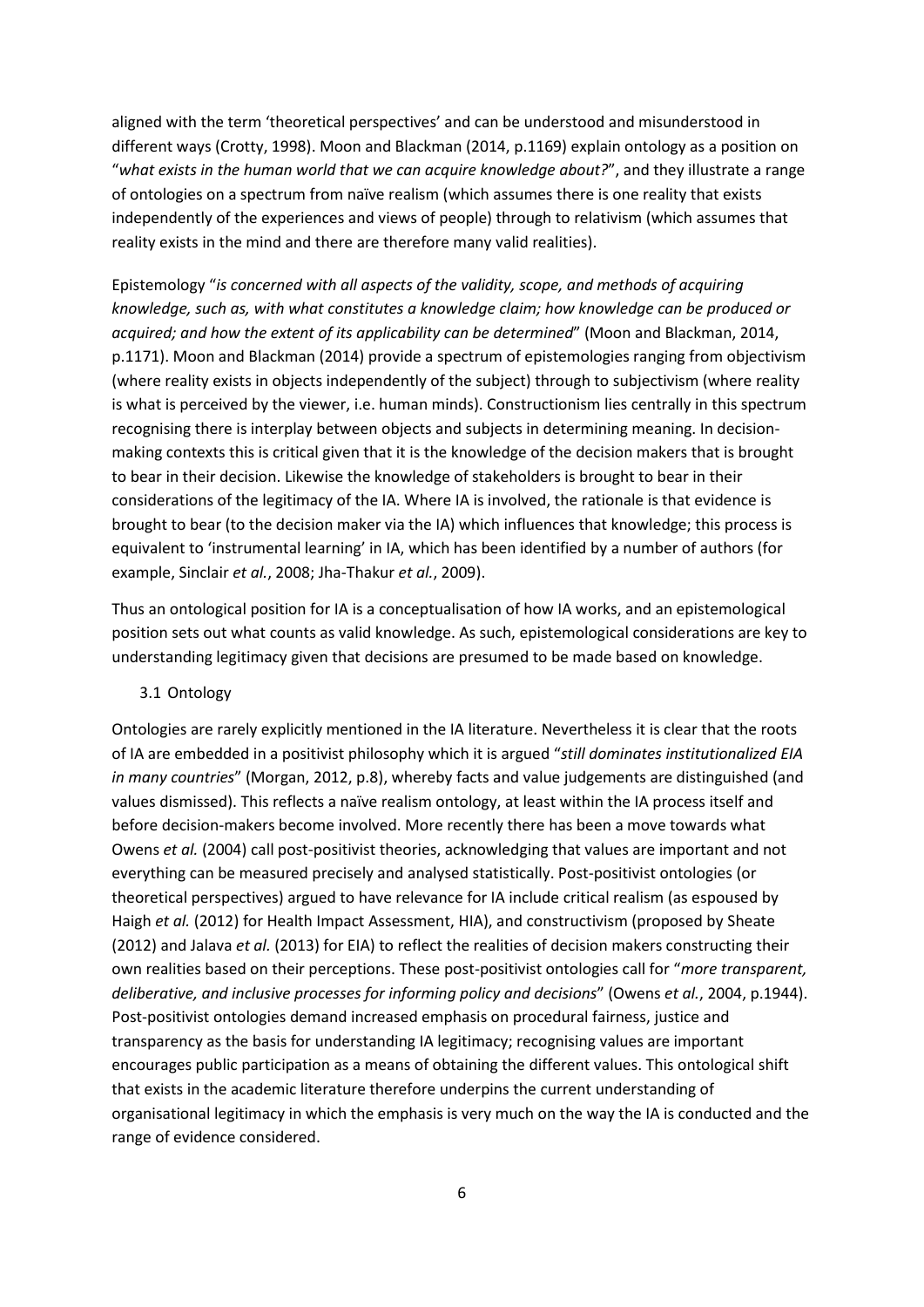aligned with the term 'theoretical perspectives' and can be understood and misunderstood in different ways (Crotty, 1998). Moon and Blackman (2014, p.1169) explain ontology as a position on "*what exists in the human world that we can acquire knowledge about?*", and they illustrate a range of ontologies on a spectrum from naïve realism (which assumes there is one reality that exists independently of the experiences and views of people) through to relativism (which assumes that reality exists in the mind and there are therefore many valid realities).

Epistemology "*is concerned with all aspects of the validity, scope, and methods of acquiring knowledge, such as, with what constitutes a knowledge claim; how knowledge can be produced or acquired; and how the extent of its applicability can be determined*" (Moon and Blackman, 2014, p.1171). Moon and Blackman (2014) provide a spectrum of epistemologies ranging from objectivism (where reality exists in objects independently of the subject) through to subjectivism (where reality is what is perceived by the viewer, i.e. human minds). Constructionism lies centrally in this spectrum recognising there is interplay between objects and subjects in determining meaning. In decision-making contexts this is critical given that it is the knowledge of the decision makers that is brought to bear in their decision. Likewise the knowledge of stakeholders is brought to bear in their considerations of the legitimacy of the IA. Where IA is involved, the rationale is that evidence is brought to bear (to the decision maker via the IA) which influences that knowledge; this process is equivalent to 'instrumental learning' in IA, which has been identified by a number of authors (for example, Sinclair *et al.*, 2008; Jha-Thakur *et al.*, 2009).

Thus an ontological position for IA is a conceptualisation of how IA works, and an epistemological position sets out what counts as valid knowledge. As such, epistemological considerations are key to understanding legitimacy given that decisions are presumed to be made based on knowledge.

### 3.1 Ontology

Ontologies are rarely explicitly mentioned in the IA literature. Nevertheless it is clear that the roots of IA are embedded in a positivist philosophy which it is argued "*still dominates institutionalized EIA in many countries*" (Morgan, 2012, p.8), whereby facts and value judgements are distinguished (and values dismissed). This reflects a naïve realism ontology, at least within the IA process itself and before decision-makers become involved. More recently there has been a move towards what Owens *et al.* (2004) call post-positivist theories, acknowledging that values are important and not everything can be measured precisely and analysed statistically. Post-positivist ontologies (or theoretical perspectives) argued to have relevance for IA include critical realism (as espoused by Haigh *et al.* (2012) for Health Impact Assessment, HIA), and constructivism (proposed by Sheate (2012) and Jalava *et al.* (2013) for EIA) to reflect the realities of decision makers constructing their own realities based on their perceptions. These post-positivist ontologies call for "*more transparent, deliberative, and inclusive processes for informing policy and decisions*" (Owens *et al.*, 2004, p.1944). Post-positivist ontologies demand increased emphasis on procedural fairness, justice and transparency as the basis for understanding IA legitimacy; recognising values are important encourages public participation as a means of obtaining the different values. This ontological shift that exists in the academic literature therefore underpins the current understanding of organisational legitimacy in which the emphasis is very much on the way the IA is conducted and the range of evidence considered.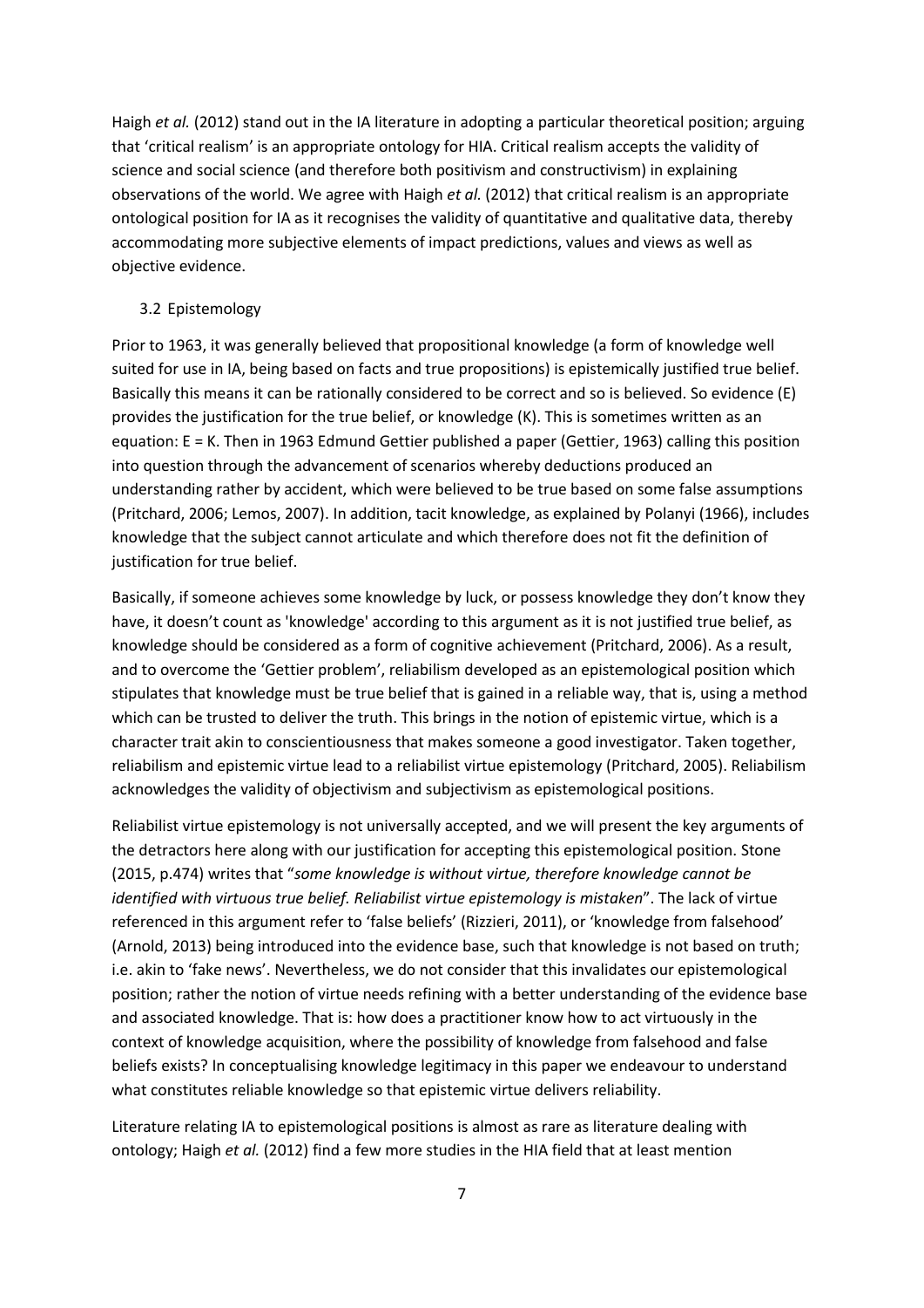Haigh *et al.* (2012) stand out in the IA literature in adopting a particular theoretical position; arguing that 'critical realism' is an appropriate ontology for HIA. Critical realism accepts the validity of science and social science (and therefore both positivism and constructivism) in explaining observations of the world. We agree with Haigh *et al.* (2012) that critical realism is an appropriate ontological position for IA as it recognises the validity of quantitative and qualitative data, thereby accommodating more subjective elements of impact predictions, values and views as well as objective evidence.

### 3.2 Epistemology

Prior to 1963, it was generally believed that propositional knowledge (a form of knowledge well suited for use in IA, being based on facts and true propositions) is epistemically justified true belief. Basically this means it can be rationally considered to be correct and so is believed. So evidence (E) provides the justification for the true belief, or knowledge (K). This is sometimes written as an equation: $E = K$. Then in 1963 Edmund Gettier published a paper (Gettier, 1963) calling this position into question through the advancement of scenarios whereby deductions produced an understanding rather by accident, which were believed to be true based on some false assumptions (Pritchard, 2006; Lemos, 2007). In addition, tacit knowledge, as explained by Polanyi (1966), includes knowledge that the subject cannot articulate and which therefore does not fit the definition of justification for true belief.

Basically, if someone achieves some knowledge by luck, or possess knowledge they don't know they have, it doesn't count as 'knowledge' according to this argument as it is not justified true belief, as knowledge should be considered as a form of cognitive achievement (Pritchard, 2006). As a result, and to overcome the 'Gettier problem', reliabilism developed as an epistemological position which stipulates that knowledge must be true belief that is gained in a reliable way, that is, using a method which can be trusted to deliver the truth. This brings in the notion of epistemic virtue, which is a character trait akin to conscientiousness that makes someone a good investigator. Taken together, reliabilism and epistemic virtue lead to a reliabilist virtue epistemology (Pritchard, 2005). Reliabilism acknowledges the validity of objectivism and subjectivism as epistemological positions.

Reliabilist virtue epistemology is not universally accepted, and we will present the key arguments of the detractors here along with our justification for accepting this epistemological position. Stone (2015, p.474) writes that "*some knowledge is without virtue, therefore knowledge cannot be identified with virtuous true belief. Reliabilist virtue epistemology is mistaken*". The lack of virtue referenced in this argument refer to 'false beliefs' (Rizzieri, 2011), or 'knowledge from falsehood' (Arnold, 2013) being introduced into the evidence base, such that knowledge is not based on truth; i.e. akin to 'fake news'. Nevertheless, we do not consider that this invalidates our epistemological position; rather the notion of virtue needs refining with a better understanding of the evidence base and associated knowledge. That is: how does a practitioner know how to act virtuously in the context of knowledge acquisition, where the possibility of knowledge from falsehood and false beliefs exists? In conceptualising knowledge legitimacy in this paper we endeavour to understand what constitutes reliable knowledge so that epistemic virtue delivers reliability.

Literature relating IA to epistemological positions is almost as rare as literature dealing with ontology; Haigh *et al.* (2012) find a few more studies in the HIA field that at least mention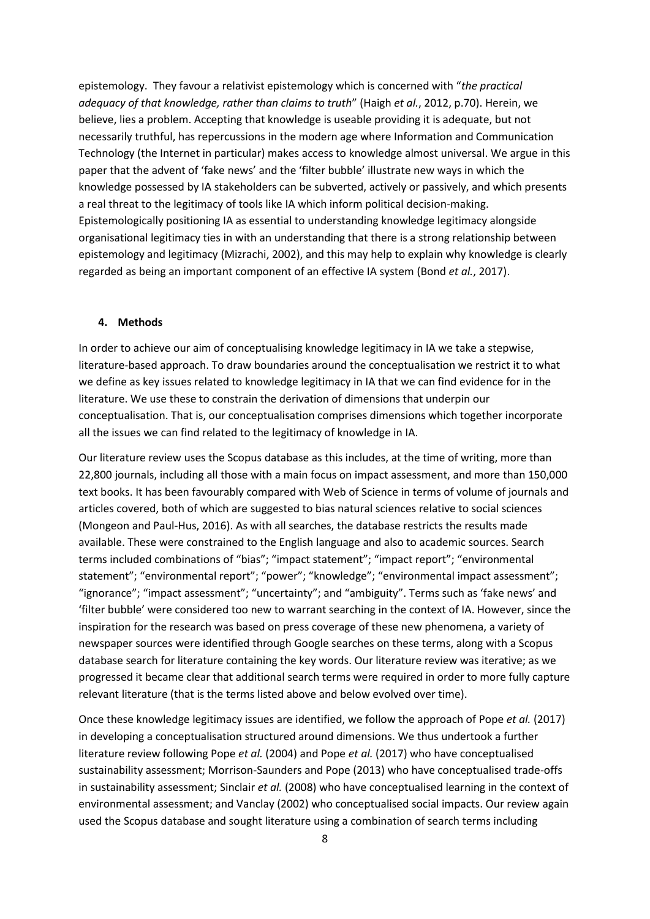epistemology. They favour a relativist epistemology which is concerned with "*the practical adequacy of that knowledge, rather than claims to truth*" (Haigh *et al.*, 2012, p.70). Herein, we believe, lies a problem. Accepting that knowledge is useable providing it is adequate, but not necessarily truthful, has repercussions in the modern age where Information and Communication Technology (the Internet in particular) makes access to knowledge almost universal. We argue in this paper that the advent of 'fake news' and the 'filter bubble' illustrate new ways in which the knowledge possessed by IA stakeholders can be subverted, actively or passively, and which presents a real threat to the legitimacy of tools like IA which inform political decision-making. Epistemologically positioning IA as essential to understanding knowledge legitimacy alongside organisational legitimacy ties in with an understanding that there is a strong relationship between epistemology and legitimacy (Mizrachi, 2002), and this may help to explain why knowledge is clearly regarded as being an important component of an effective IA system (Bond *et al.*, 2017).

## 4. Methods

In order to achieve our aim of conceptualising knowledge legitimacy in IA we take a stepwise, literature-based approach. To draw boundaries around the conceptualisation we restrict it to what we define as key issues related to knowledge legitimacy in IA that we can find evidence for in the literature. We use these to constrain the derivation of dimensions that underpin our conceptualisation. That is, our conceptualisation comprises dimensions which together incorporate all the issues we can find related to the legitimacy of knowledge in IA.

Our literature review uses the Scopus database as this includes, at the time of writing, more than 22,800 journals, including all those with a main focus on impact assessment, and more than 150,000 text books. It has been favourably compared with Web of Science in terms of volume of journals and articles covered, both of which are suggested to bias natural sciences relative to social sciences (Mongeon and Paul-Hus, 2016). As with all searches, the database restricts the results made available. These were constrained to the English language and also to academic sources. Search terms included combinations of "bias"; "impact statement"; "impact report"; "environmental statement"; "environmental report"; "power"; "knowledge"; "environmental impact assessment"; "ignorance"; "impact assessment"; "uncertainty"; and "ambiguity". Terms such as 'fake news' and 'filter bubble' were considered too new to warrant searching in the context of IA. However, since the inspiration for the research was based on press coverage of these new phenomena, a variety of newspaper sources were identified through Google searches on these terms, along with a Scopus database search for literature containing the key words. Our literature review was iterative; as we progressed it became clear that additional search terms were required in order to more fully capture relevant literature (that is the terms listed above and below evolved over time).

Once these knowledge legitimacy issues are identified, we follow the approach of Pope *et al.* (2017) in developing a conceptualisation structured around dimensions. We thus undertook a further literature review following Pope *et al.* (2004) and Pope *et al.* (2017) who have conceptualised sustainability assessment; Morrison-Saunders and Pope (2013) who have conceptualised trade-offs in sustainability assessment; Sinclair *et al.* (2008) who have conceptualised learning in the context of environmental assessment; and Vanclay (2002) who conceptualised social impacts. Our review again used the Scopus database and sought literature using a combination of search terms including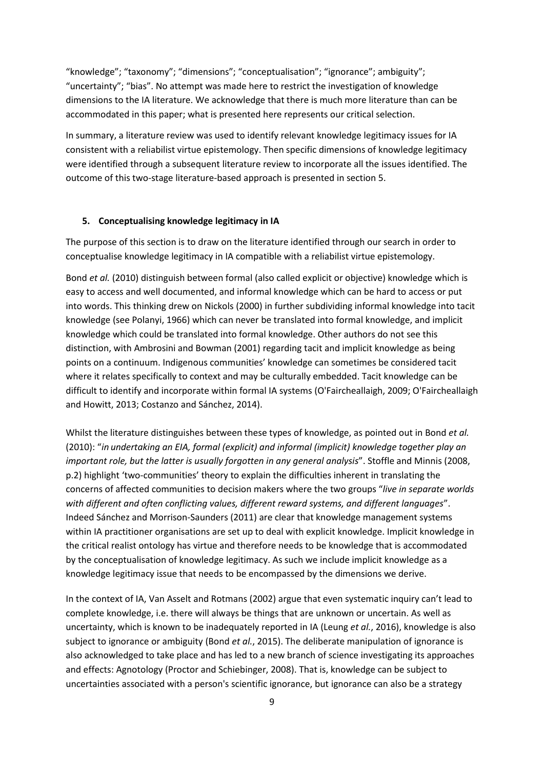"knowledge"; "taxonomy"; "dimensions"; "conceptualisation"; "ignorance"; ambiguity"; "uncertainty"; "bias". No attempt was made here to restrict the investigation of knowledge dimensions to the IA literature. We acknowledge that there is much more literature than can be accommodated in this paper; what is presented here represents our critical selection.

In summary, a literature review was used to identify relevant knowledge legitimacy issues for IA consistent with a reliabilist virtue epistemology. Then specific dimensions of knowledge legitimacy were identified through a subsequent literature review to incorporate all the issues identified. The outcome of this two-stage literature-based approach is presented in section 5.

## 5. Conceptualising knowledge legitimacy in IA

The purpose of this section is to draw on the literature identified through our search in order to conceptualise knowledge legitimacy in IA compatible with a reliabilist virtue epistemology.

Bond *et al.* (2010) distinguish between formal (also called explicit or objective) knowledge which is easy to access and well documented, and informal knowledge which can be hard to access or put into words. This thinking drew on Nickols (2000) in further subdividing informal knowledge into tacit knowledge (see Polanyi, 1966) which can never be translated into formal knowledge, and implicit knowledge which could be translated into formal knowledge. Other authors do not see this distinction, with Ambrosini and Bowman (2001) regarding tacit and implicit knowledge as being points on a continuum. Indigenous communities' knowledge can sometimes be considered tacit where it relates specifically to context and may be culturally embedded. Tacit knowledge can be difficult to identify and incorporate within formal IA systems (O'Faircheallaigh, 2009; O'Faircheallaigh and Howitt, 2013; Costanzo and Sánchez, 2014).

Whilst the literature distinguishes between these types of knowledge, as pointed out in Bond *et al.* (2010): "*in undertaking an EIA, formal (explicit) and informal (implicit) knowledge together play an important role, but the latter is usually forgotten in any general analysis*". Stoffle and Minnis (2008, p.2) highlight 'two-communities' theory to explain the difficulties inherent in translating the concerns of affected communities to decision makers where the two groups "*live in separate worlds with different and often conflicting values, different reward systems, and different languages*". Indeed Sánchez and Morrison-Saunders (2011) are clear that knowledge management systems within IA practitioner organisations are set up to deal with explicit knowledge. Implicit knowledge in the critical realist ontology has virtue and therefore needs to be knowledge that is accommodated by the conceptualisation of knowledge legitimacy. As such we include implicit knowledge as a knowledge legitimacy issue that needs to be encompassed by the dimensions we derive.

In the context of IA, Van Asselt and Rotmans (2002) argue that even systematic inquiry can't lead to complete knowledge, i.e. there will always be things that are unknown or uncertain. As well as uncertainty, which is known to be inadequately reported in IA (Leung *et al.*, 2016), knowledge is also subject to ignorance or ambiguity (Bond *et al.*, 2015). The deliberate manipulation of ignorance is also acknowledged to take place and has led to a new branch of science investigating its approaches and effects: Agnotology (Proctor and Schiebinger, 2008). That is, knowledge can be subject to uncertainties associated with a person's scientific ignorance, but ignorance can also be a strategy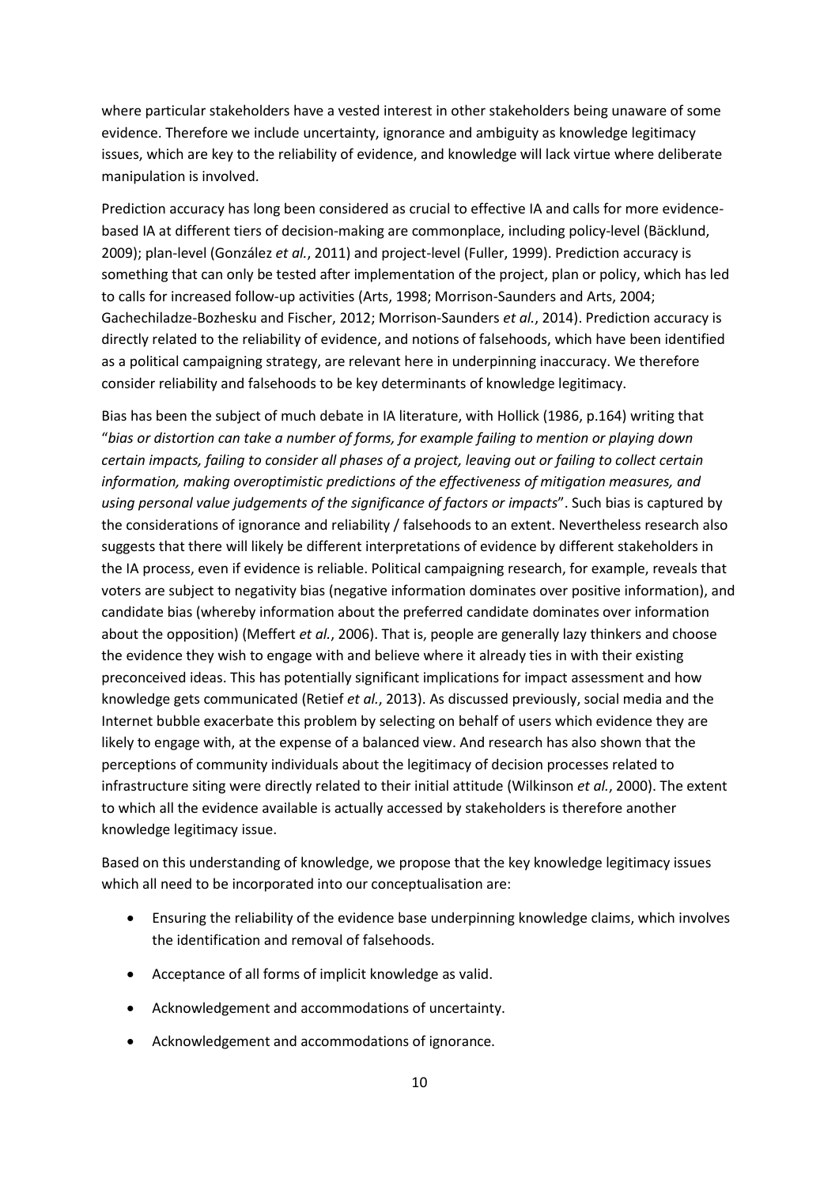where particular stakeholders have a vested interest in other stakeholders being unaware of some evidence. Therefore we include uncertainty, ignorance and ambiguity as knowledge legitimacy issues, which are key to the reliability of evidence, and knowledge will lack virtue where deliberate manipulation is involved.

Prediction accuracy has long been considered as crucial to effective IA and calls for more evidence-based IA at different tiers of decision-making are commonplace, including policy-level (Bäcklund, 2009); plan-level (González *et al.*, 2011) and project-level (Fuller, 1999). Prediction accuracy is something that can only be tested after implementation of the project, plan or policy, which has led to calls for increased follow-up activities (Arts, 1998; Morrison-Saunders and Arts, 2004; Gachechiladze-Bozhesku and Fischer, 2012; Morrison-Saunders *et al.*, 2014). Prediction accuracy is directly related to the reliability of evidence, and notions of falsehoods, which have been identified as a political campaigning strategy, are relevant here in underpinning inaccuracy. We therefore consider reliability and falsehoods to be key determinants of knowledge legitimacy.

Bias has been the subject of much debate in IA literature, with Hollick (1986, p.164) writing that "*bias or distortion can take a number of forms, for example failing to mention or playing down certain impacts, failing to consider all phases of a project, leaving out or failing to collect certain information, making overoptimistic predictions of the effectiveness of mitigation measures, and using personal value judgements of the significance of factors or impacts*". Such bias is captured by the considerations of ignorance and reliability / falsehoods to an extent. Nevertheless research also suggests that there will likely be different interpretations of evidence by different stakeholders in the IA process, even if evidence is reliable. Political campaigning research, for example, reveals that voters are subject to negativity bias (negative information dominates over positive information), and candidate bias (whereby information about the preferred candidate dominates over information about the opposition) (Meffert *et al.*, 2006). That is, people are generally lazy thinkers and choose the evidence they wish to engage with and believe where it already ties in with their existing preconceived ideas. This has potentially significant implications for impact assessment and how knowledge gets communicated (Retief *et al.*, 2013). As discussed previously, social media and the Internet bubble exacerbate this problem by selecting on behalf of users which evidence they are likely to engage with, at the expense of a balanced view. And research has also shown that the perceptions of community individuals about the legitimacy of decision processes related to infrastructure siting were directly related to their initial attitude (Wilkinson *et al.*, 2000). The extent to which all the evidence available is actually accessed by stakeholders is therefore another knowledge legitimacy issue.

Based on this understanding of knowledge, we propose that the key knowledge legitimacy issues which all need to be incorporated into our conceptualisation are:

- Ensuring the reliability of the evidence base underpinning knowledge claims, which involves the identification and removal of falsehoods.
- Acceptance of all forms of implicit knowledge as valid.
- Acknowledgement and accommodations of uncertainty.
- Acknowledgement and accommodations of ignorance.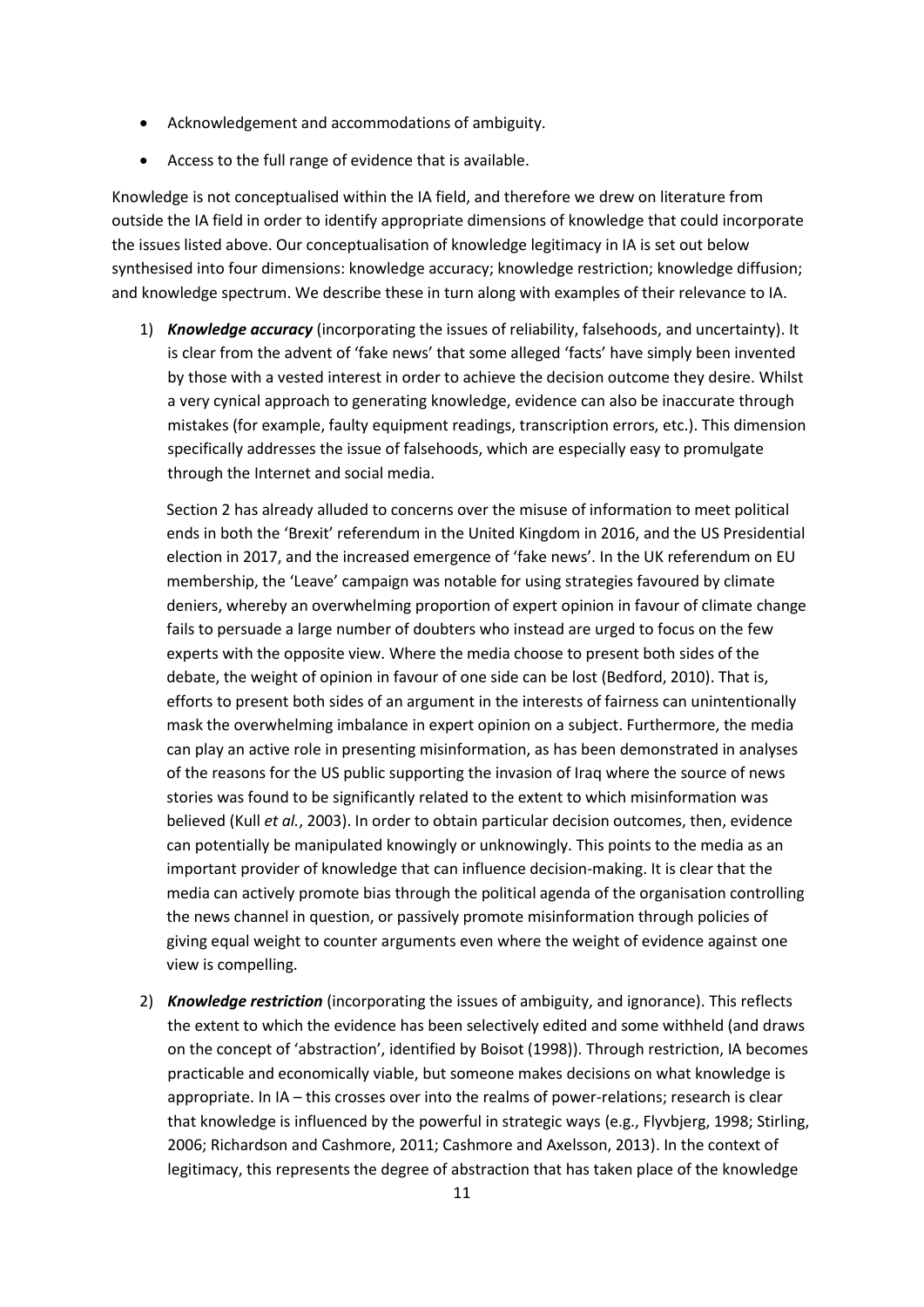- Acknowledgement and accommodations of ambiguity.
- Access to the full range of evidence that is available.

Knowledge is not conceptualised within the IA field, and therefore we drew on literature from outside the IA field in order to identify appropriate dimensions of knowledge that could incorporate the issues listed above. Our conceptualisation of knowledge legitimacy in IA is set out below synthesised into four dimensions: knowledge accuracy; knowledge restriction; knowledge diffusion; and knowledge spectrum. We describe these in turn along with examples of their relevance to IA.

1) ***Knowledge accuracy*** (incorporating the issues of reliability, falsehoods, and uncertainty). It is clear from the advent of 'fake news' that some alleged 'facts' have simply been invented by those with a vested interest in order to achieve the decision outcome they desire. Whilst a very cynical approach to generating knowledge, evidence can also be inaccurate through mistakes (for example, faulty equipment readings, transcription errors, etc.). This dimension specifically addresses the issue of falsehoods, which are especially easy to promulgate through the Internet and social media.

   Section 2 has already alluded to concerns over the misuse of information to meet political ends in both the 'Brexit' referendum in the United Kingdom in 2016, and the US Presidential election in 2017, and the increased emergence of 'fake news'. In the UK referendum on EU membership, the 'Leave' campaign was notable for using strategies favoured by climate deniers, whereby an overwhelming proportion of expert opinion in favour of climate change fails to persuade a large number of doubters who instead are urged to focus on the few experts with the opposite view. Where the media choose to present both sides of the debate, the weight of opinion in favour of one side can be lost (Bedford, 2010). That is, efforts to present both sides of an argument in the interests of fairness can unintentionally mask the overwhelming imbalance in expert opinion on a subject. Furthermore, the media can play an active role in presenting misinformation, as has been demonstrated in analyses of the reasons for the US public supporting the invasion of Iraq where the source of news stories was found to be significantly related to the extent to which misinformation was believed (Kull *et al.*, 2003). In order to obtain particular decision outcomes, then, evidence can potentially be manipulated knowingly or unknowingly. This points to the media as an important provider of knowledge that can influence decision-making. It is clear that the media can actively promote bias through the political agenda of the organisation controlling the news channel in question, or passively promote misinformation through policies of giving equal weight to counter arguments even where the weight of evidence against one view is compelling.

2) ***Knowledge restriction*** (incorporating the issues of ambiguity, and ignorance). This reflects the extent to which the evidence has been selectively edited and some withheld (and draws on the concept of 'abstraction', identified by Boisot (1998)). Through restriction, IA becomes practicable and economically viable, but someone makes decisions on what knowledge is appropriate. In IA – this crosses over into the realms of power-relations; research is clear that knowledge is influenced by the powerful in strategic ways (e.g., Flyvbjerg, 1998; Stirling, 2006; Richardson and Cashmore, 2011; Cashmore and Axelsson, 2013). In the context of legitimacy, this represents the degree of abstraction that has taken place of the knowledge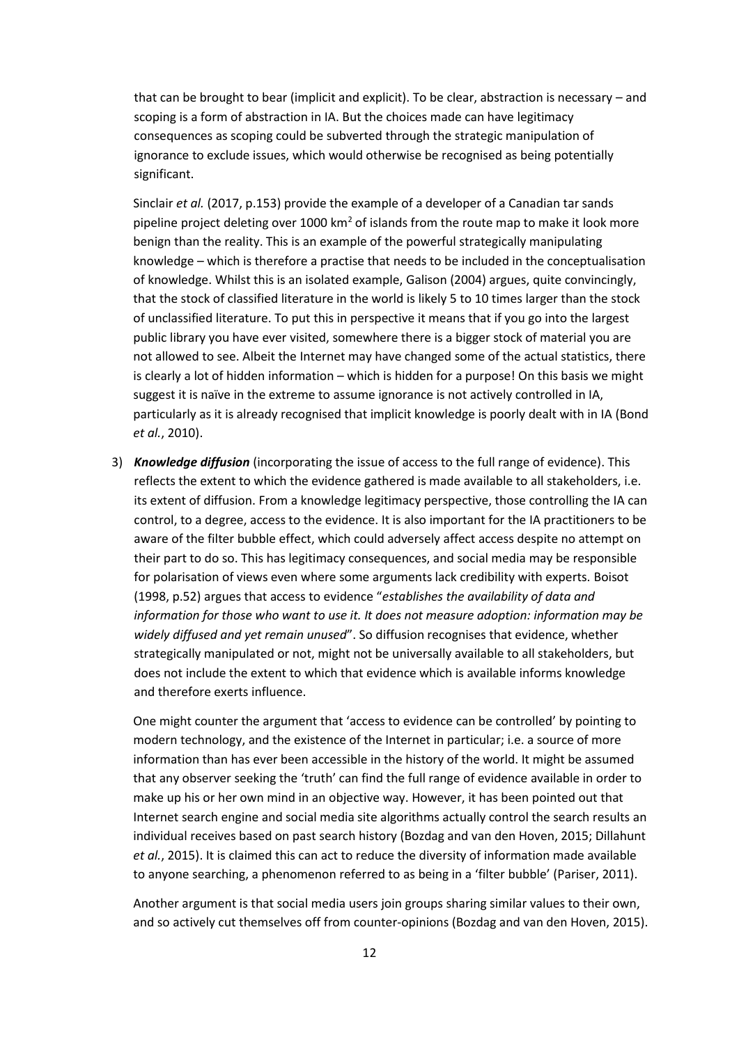that can be brought to bear (implicit and explicit). To be clear, abstraction is necessary – and scoping is a form of abstraction in IA. But the choices made can have legitimacy consequences as scoping could be subverted through the strategic manipulation of ignorance to exclude issues, which would otherwise be recognised as being potentially significant.

Sinclair *et al.* (2017, p.153) provide the example of a developer of a Canadian tar sands pipeline project deleting over 1000 $km^2$ of islands from the route map to make it look more benign than the reality. This is an example of the powerful strategically manipulating knowledge – which is therefore a practise that needs to be included in the conceptualisation of knowledge. Whilst this is an isolated example, Galison (2004) argues, quite convincingly, that the stock of classified literature in the world is likely 5 to 10 times larger than the stock of unclassified literature. To put this in perspective it means that if you go into the largest public library you have ever visited, somewhere there is a bigger stock of material you are not allowed to see. Albeit the Internet may have changed some of the actual statistics, there is clearly a lot of hidden information – which is hidden for a purpose! On this basis we might suggest it is naïve in the extreme to assume ignorance is not actively controlled in IA, particularly as it is already recognised that implicit knowledge is poorly dealt with in IA (Bond *et al.*, 2010).

3) ***Knowledge diffusion*** (incorporating the issue of access to the full range of evidence). This reflects the extent to which the evidence gathered is made available to all stakeholders, i.e. its extent of diffusion. From a knowledge legitimacy perspective, those controlling the IA can control, to a degree, access to the evidence. It is also important for the IA practitioners to be aware of the filter bubble effect, which could adversely affect access despite no attempt on their part to do so. This has legitimacy consequences, and social media may be responsible for polarisation of views even where some arguments lack credibility with experts. Boisot (1998, p.52) argues that access to evidence "*establishes the availability of data and information for those who want to use it. It does not measure adoption: information may be widely diffused and yet remain unused*". So diffusion recognises that evidence, whether strategically manipulated or not, might not be universally available to all stakeholders, but does not include the extent to which that evidence which is available informs knowledge and therefore exerts influence.

   One might counter the argument that 'access to evidence can be controlled' by pointing to modern technology, and the existence of the Internet in particular; i.e. a source of more information than has ever been accessible in the history of the world. It might be assumed that any observer seeking the 'truth' can find the full range of evidence available in order to make up his or her own mind in an objective way. However, it has been pointed out that Internet search engine and social media site algorithms actually control the search results an individual receives based on past search history (Bozdag and van den Hoven, 2015; Dillahunt *et al.*, 2015). It is claimed this can act to reduce the diversity of information made available to anyone searching, a phenomenon referred to as being in a 'filter bubble' (Pariser, 2011).

   Another argument is that social media users join groups sharing similar values to their own, and so actively cut themselves off from counter-opinions (Bozdag and van den Hoven, 2015).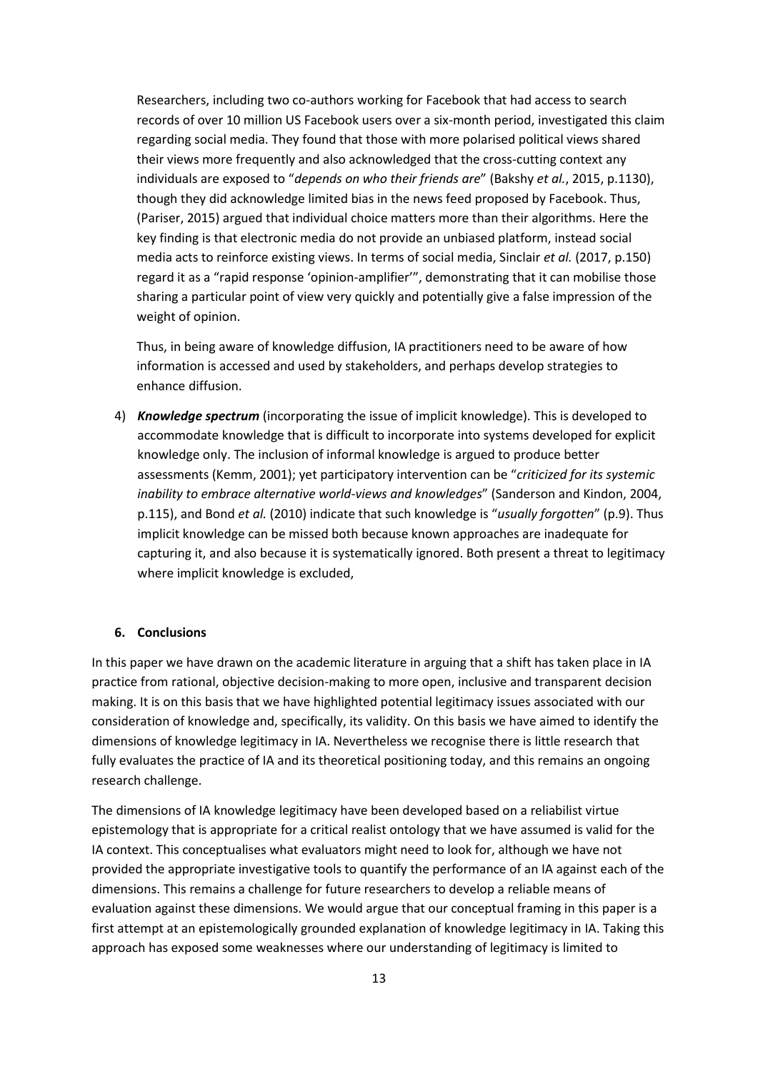Researchers, including two co-authors working for Facebook that had access to search records of over 10 million US Facebook users over a six-month period, investigated this claim regarding social media. They found that those with more polarised political views shared their views more frequently and also acknowledged that the cross-cutting context any individuals are exposed to "*depends on who their friends are*" (Bakshy *et al.*, 2015, p.1130), though they did acknowledge limited bias in the news feed proposed by Facebook. Thus, (Pariser, 2015) argued that individual choice matters more than their algorithms. Here the key finding is that electronic media do not provide an unbiased platform, instead social media acts to reinforce existing views. In terms of social media, Sinclair *et al.* (2017, p.150) regard it as a "rapid response 'opinion-amplifier'", demonstrating that it can mobilise those sharing a particular point of view very quickly and potentially give a false impression of the weight of opinion.

Thus, in being aware of knowledge diffusion, IA practitioners need to be aware of how information is accessed and used by stakeholders, and perhaps develop strategies to enhance diffusion.

4) ***Knowledge spectrum*** (incorporating the issue of implicit knowledge). This is developed to accommodate knowledge that is difficult to incorporate into systems developed for explicit knowledge only. The inclusion of informal knowledge is argued to produce better assessments (Kemm, 2001); yet participatory intervention can be "*criticized for its systemic inability to embrace alternative world-views and knowledges*" (Sanderson and Kindon, 2004, p.115), and Bond *et al.* (2010) indicate that such knowledge is "*usually forgotten*" (p.9). Thus implicit knowledge can be missed both because known approaches are inadequate for capturing it, and also because it is systematically ignored. Both present a threat to legitimacy where implicit knowledge is excluded,

## 6. Conclusions

In this paper we have drawn on the academic literature in arguing that a shift has taken place in IA practice from rational, objective decision-making to more open, inclusive and transparent decision making. It is on this basis that we have highlighted potential legitimacy issues associated with our consideration of knowledge and, specifically, its validity. On this basis we have aimed to identify the dimensions of knowledge legitimacy in IA. Nevertheless we recognise there is little research that fully evaluates the practice of IA and its theoretical positioning today, and this remains an ongoing research challenge.

The dimensions of IA knowledge legitimacy have been developed based on a reliabilist virtue epistemology that is appropriate for a critical realist ontology that we have assumed is valid for the IA context. This conceptualises what evaluators might need to look for, although we have not provided the appropriate investigative tools to quantify the performance of an IA against each of the dimensions. This remains a challenge for future researchers to develop a reliable means of evaluation against these dimensions. We would argue that our conceptual framing in this paper is a first attempt at an epistemologically grounded explanation of knowledge legitimacy in IA. Taking this approach has exposed some weaknesses where our understanding of legitimacy is limited to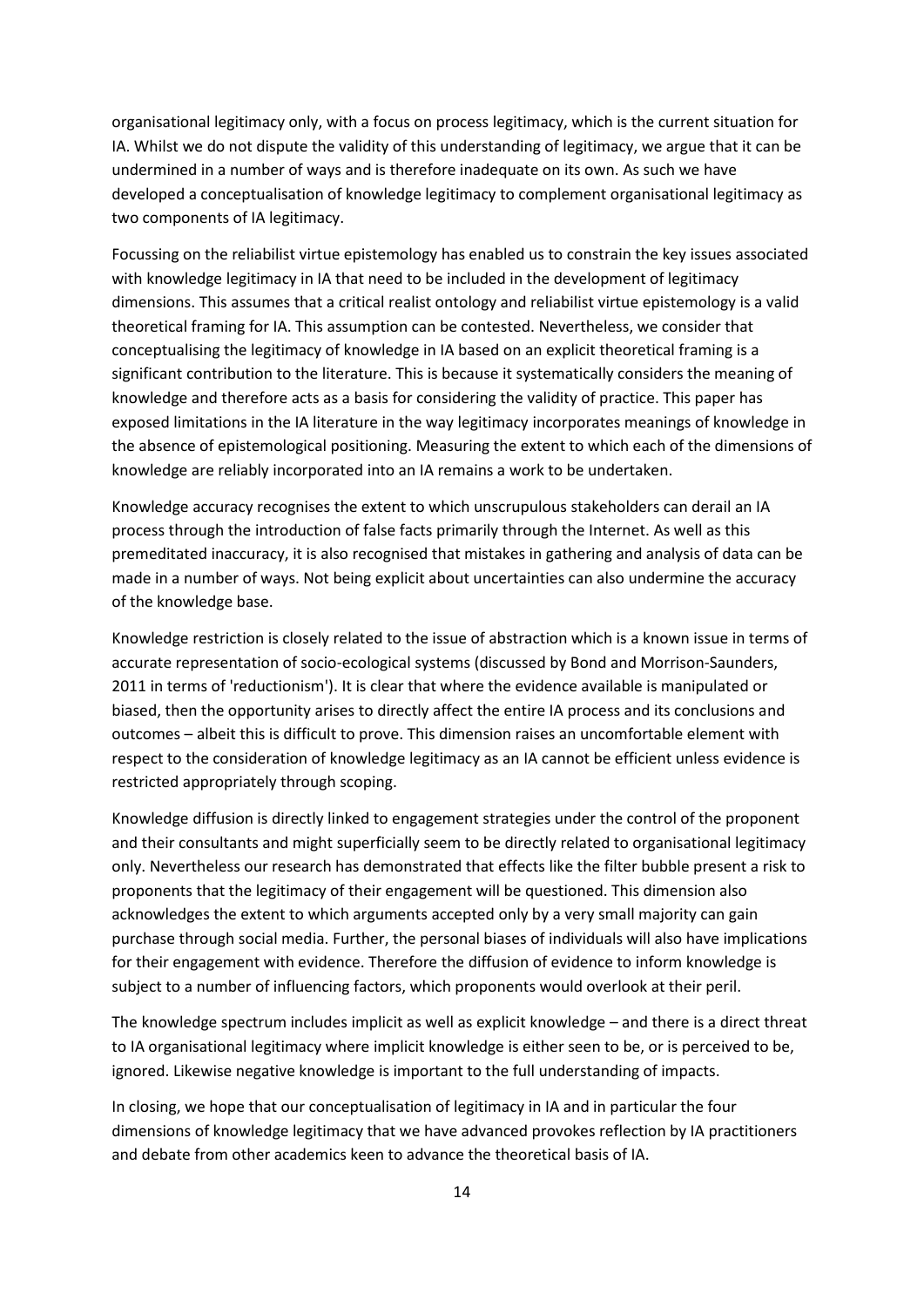organisational legitimacy only, with a focus on process legitimacy, which is the current situation for IA. Whilst we do not dispute the validity of this understanding of legitimacy, we argue that it can be undermined in a number of ways and is therefore inadequate on its own. As such we have developed a conceptualisation of knowledge legitimacy to complement organisational legitimacy as two components of IA legitimacy.

Focussing on the reliabilist virtue epistemology has enabled us to constrain the key issues associated with knowledge legitimacy in IA that need to be included in the development of legitimacy dimensions. This assumes that a critical realist ontology and reliabilist virtue epistemology is a valid theoretical framing for IA. This assumption can be contested. Nevertheless, we consider that conceptualising the legitimacy of knowledge in IA based on an explicit theoretical framing is a significant contribution to the literature. This is because it systematically considers the meaning of knowledge and therefore acts as a basis for considering the validity of practice. This paper has exposed limitations in the IA literature in the way legitimacy incorporates meanings of knowledge in the absence of epistemological positioning. Measuring the extent to which each of the dimensions of knowledge are reliably incorporated into an IA remains a work to be undertaken.

Knowledge accuracy recognises the extent to which unscrupulous stakeholders can derail an IA process through the introduction of false facts primarily through the Internet. As well as this premeditated inaccuracy, it is also recognised that mistakes in gathering and analysis of data can be made in a number of ways. Not being explicit about uncertainties can also undermine the accuracy of the knowledge base.

Knowledge restriction is closely related to the issue of abstraction which is a known issue in terms of accurate representation of socio-ecological systems (discussed by Bond and Morrison-Saunders, 2011 in terms of 'reductionism'). It is clear that where the evidence available is manipulated or biased, then the opportunity arises to directly affect the entire IA process and its conclusions and outcomes – albeit this is difficult to prove. This dimension raises an uncomfortable element with respect to the consideration of knowledge legitimacy as an IA cannot be efficient unless evidence is restricted appropriately through scoping.

Knowledge diffusion is directly linked to engagement strategies under the control of the proponent and their consultants and might superficially seem to be directly related to organisational legitimacy only. Nevertheless our research has demonstrated that effects like the filter bubble present a risk to proponents that the legitimacy of their engagement will be questioned. This dimension also acknowledges the extent to which arguments accepted only by a very small majority can gain purchase through social media. Further, the personal biases of individuals will also have implications for their engagement with evidence. Therefore the diffusion of evidence to inform knowledge is subject to a number of influencing factors, which proponents would overlook at their peril.

The knowledge spectrum includes implicit as well as explicit knowledge – and there is a direct threat to IA organisational legitimacy where implicit knowledge is either seen to be, or is perceived to be, ignored. Likewise negative knowledge is important to the full understanding of impacts.

In closing, we hope that our conceptualisation of legitimacy in IA and in particular the four dimensions of knowledge legitimacy that we have advanced provokes reflection by IA practitioners and debate from other academics keen to advance the theoretical basis of IA.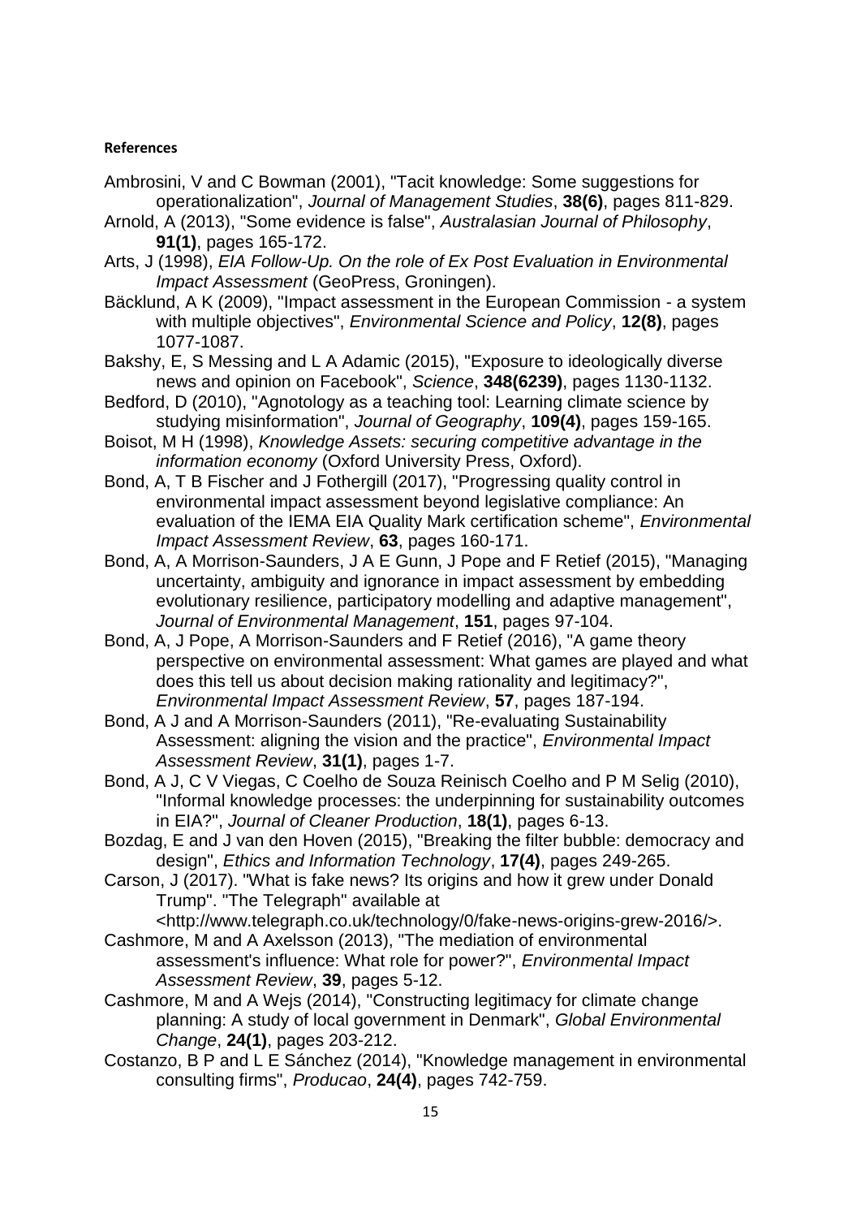**References**

Ambrosini, V and C Bowman (2001), "Tacit knowledge: Some suggestions for operationalization", *Journal of Management Studies*, **38(6)**, pages 811-829.

Arnold, A (2013), "Some evidence is false", *Australasian Journal of Philosophy*, **91(1)**, pages 165-172.

Arts, J (1998), *EIA Follow-Up. On the role of Ex Post Evaluation in Environmental Impact Assessment* (GeoPress, Groningen).

Bäcklund, A K (2009), "Impact assessment in the European Commission - a system with multiple objectives", *Environmental Science and Policy*, **12(8)**, pages 1077-1087.

Bakshy, E, S Messing and L A Adamic (2015), "Exposure to ideologically diverse news and opinion on Facebook", *Science*, **348(6239)**, pages 1130-1132.

Bedford, D (2010), "Agnotology as a teaching tool: Learning climate science by studying misinformation", *Journal of Geography*, **109(4)**, pages 159-165.

Boisot, M H (1998), *Knowledge Assets: securing competitive advantage in the information economy* (Oxford University Press, Oxford).

Bond, A, T B Fischer and J Fothergill (2017), "Progressing quality control in environmental impact assessment beyond legislative compliance: An evaluation of the IEMA EIA Quality Mark certification scheme", *Environmental Impact Assessment Review*, **63**, pages 160-171.

Bond, A, A Morrison-Saunders, J A E Gunn, J Pope and F Retief (2015), "Managing uncertainty, ambiguity and ignorance in impact assessment by embedding evolutionary resilience, participatory modelling and adaptive management", *Journal of Environmental Management*, **151**, pages 97-104.

Bond, A, J Pope, A Morrison-Saunders and F Retief (2016), "A game theory perspective on environmental assessment: What games are played and what does this tell us about decision making rationality and legitimacy?", *Environmental Impact Assessment Review*, **57**, pages 187-194.

Bond, A J and A Morrison-Saunders (2011), "Re-evaluating Sustainability Assessment: aligning the vision and the practice", *Environmental Impact Assessment Review*, **31(1)**, pages 1-7.

Bond, A J, C V Viegas, C Coelho de Souza Reinisch Coelho and P M Selig (2010), "Informal knowledge processes: the underpinning for sustainability outcomes in EIA?", *Journal of Cleaner Production*, **18(1)**, pages 6-13.

Bozdag, E and J van den Hoven (2015), "Breaking the filter bubble: democracy and design", *Ethics and Information Technology*, **17(4)**, pages 249-265.

Carson, J (2017). "What is fake news? Its origins and how it grew under Donald Trump". "The Telegraph" available at <http://www.telegraph.co.uk/technology/0/fake-news-origins-grew-2016/>.

Cashmore, M and A Axelsson (2013), "The mediation of environmental assessment's influence: What role for power?", *Environmental Impact Assessment Review*, **39**, pages 5-12.

Cashmore, M and A Wejs (2014), "Constructing legitimacy for climate change planning: A study of local government in Denmark", *Global Environmental Change*, **24(1)**, pages 203-212.

Costanzo, B P and L E Sánchez (2014), "Knowledge management in environmental consulting firms", *Producao*, **24(4)**, pages 742-759.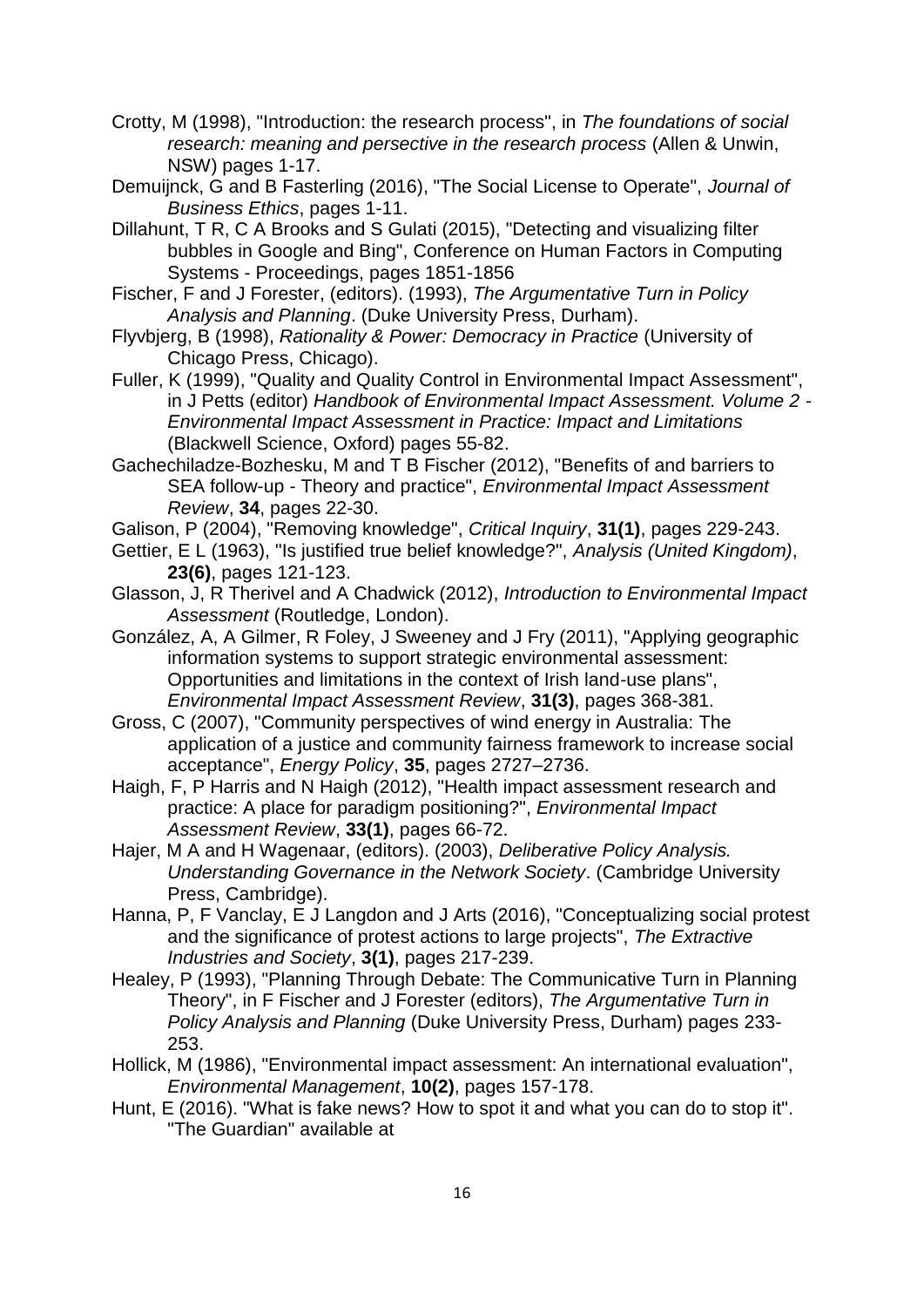Crotty, M (1998), "Introduction: the research process", in *The foundations of social research: meaning and persective in the research process* (Allen & Unwin, NSW) pages 1-17.

Demuijnck, G and B Fasterling (2016), "The Social License to Operate", *Journal of Business Ethics*, pages 1-11.

Dillahunt, T R, C A Brooks and S Gulati (2015), "Detecting and visualizing filter bubbles in Google and Bing", Conference on Human Factors in Computing Systems - Proceedings, pages 1851-1856

Fischer, F and J Forester, (editors). (1993), *The Argumentative Turn in Policy Analysis and Planning*. (Duke University Press, Durham).

Flyvbjerg, B (1998), *Rationality & Power: Democracy in Practice* (University of Chicago Press, Chicago).

Fuller, K (1999), "Quality and Quality Control in Environmental Impact Assessment", in J Petts (editor) *Handbook of Environmental Impact Assessment. Volume 2 - Environmental Impact Assessment in Practice: Impact and Limitations* (Blackwell Science, Oxford) pages 55-82.

Gachechiladze-Bozhesku, M and T B Fischer (2012), "Benefits of and barriers to SEA follow-up - Theory and practice", *Environmental Impact Assessment Review*, **34**, pages 22-30.

Galison, P (2004), "Removing knowledge", *Critical Inquiry*, **31(1)**, pages 229-243.

Gettier, E L (1963), "Is justified true belief knowledge?", *Analysis (United Kingdom)*, **23(6)**, pages 121-123.

Glasson, J, R Therivel and A Chadwick (2012), *Introduction to Environmental Impact Assessment* (Routledge, London).

González, A, A Gilmer, R Foley, J Sweeney and J Fry (2011), "Applying geographic information systems to support strategic environmental assessment: Opportunities and limitations in the context of Irish land-use plans", *Environmental Impact Assessment Review*, **31(3)**, pages 368-381.

Gross, C (2007), "Community perspectives of wind energy in Australia: The application of a justice and community fairness framework to increase social acceptance", *Energy Policy*, **35**, pages 2727–2736.

Haigh, F, P Harris and N Haigh (2012), "Health impact assessment research and practice: A place for paradigm positioning?", *Environmental Impact Assessment Review*, **33(1)**, pages 66-72.

Hajer, M A and H Wagenaar, (editors). (2003), *Deliberative Policy Analysis. Understanding Governance in the Network Society*. (Cambridge University Press, Cambridge).

Hanna, P, F Vanclay, E J Langdon and J Arts (2016), "Conceptualizing social protest and the significance of protest actions to large projects", *The Extractive Industries and Society*, **3(1)**, pages 217-239.

Healey, P (1993), "Planning Through Debate: The Communicative Turn in Planning Theory", in F Fischer and J Forester (editors), *The Argumentative Turn in Policy Analysis and Planning* (Duke University Press, Durham) pages 233-253.

Hollick, M (1986), "Environmental impact assessment: An international evaluation", *Environmental Management*, **10(2)**, pages 157-178.

Hunt, E (2016). "What is fake news? How to spot it and what you can do to stop it". "The Guardian" available at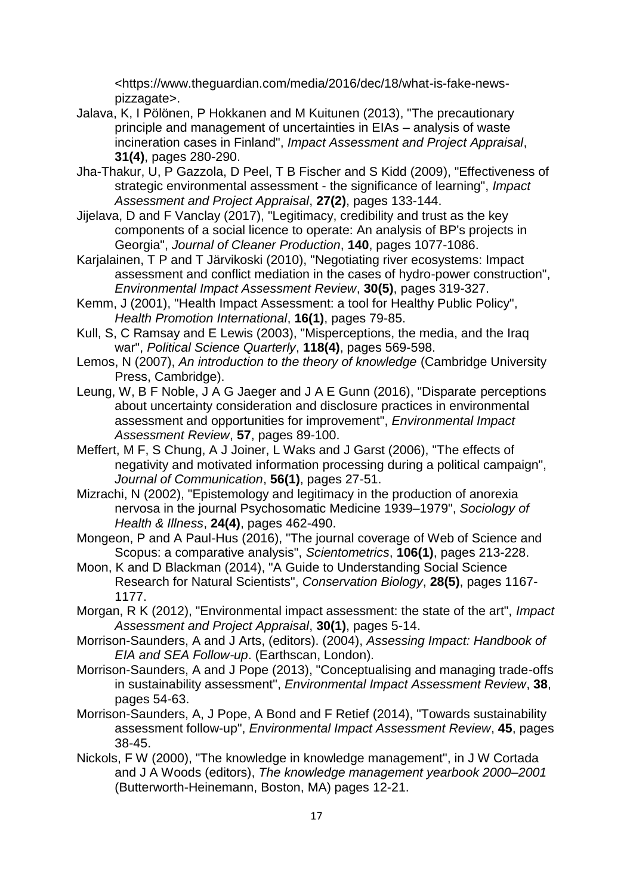<https://www.theguardian.com/media/2016/dec/18/what-is-fake-news-pizzagate>.

Jalava, K, I Pölönen, P Hokkanen and M Kuitunen (2013), "The precautionary principle and management of uncertainties in EIAs – analysis of waste incineration cases in Finland", *Impact Assessment and Project Appraisal*, **31(4)**, pages 280-290.

Jha-Thakur, U, P Gazzola, D Peel, T B Fischer and S Kidd (2009), "Effectiveness of strategic environmental assessment - the significance of learning", *Impact Assessment and Project Appraisal*, **27(2)**, pages 133-144.

Jijelava, D and F Vanclay (2017), "Legitimacy, credibility and trust as the key components of a social licence to operate: An analysis of BP's projects in Georgia", *Journal of Cleaner Production*, **140**, pages 1077-1086.

Karjalainen, T P and T Järvikoski (2010), "Negotiating river ecosystems: Impact assessment and conflict mediation in the cases of hydro-power construction", *Environmental Impact Assessment Review*, **30(5)**, pages 319-327.

Kemm, J (2001), "Health Impact Assessment: a tool for Healthy Public Policy", *Health Promotion International*, **16(1)**, pages 79-85.

Kull, S, C Ramsay and E Lewis (2003), "Misperceptions, the media, and the Iraq war", *Political Science Quarterly*, **118(4)**, pages 569-598.

Lemos, N (2007), *An introduction to the theory of knowledge* (Cambridge University Press, Cambridge).

Leung, W, B F Noble, J A G Jaeger and J A E Gunn (2016), "Disparate perceptions about uncertainty consideration and disclosure practices in environmental assessment and opportunities for improvement", *Environmental Impact Assessment Review*, **57**, pages 89-100.

Meffert, M F, S Chung, A J Joiner, L Waks and J Garst (2006), "The effects of negativity and motivated information processing during a political campaign", *Journal of Communication*, **56(1)**, pages 27-51.

Mizrachi, N (2002), "Epistemology and legitimacy in the production of anorexia nervosa in the journal Psychosomatic Medicine 1939–1979", *Sociology of Health & Illness*, **24(4)**, pages 462-490.

Mongeon, P and A Paul-Hus (2016), "The journal coverage of Web of Science and Scopus: a comparative analysis", *Scientometrics*, **106(1)**, pages 213-228.

Moon, K and D Blackman (2014), "A Guide to Understanding Social Science Research for Natural Scientists", *Conservation Biology*, **28(5)**, pages 1167-1177.

Morgan, R K (2012), "Environmental impact assessment: the state of the art", *Impact Assessment and Project Appraisal*, **30(1)**, pages 5-14.

Morrison-Saunders, A and J Arts, (editors). (2004), *Assessing Impact: Handbook of EIA and SEA Follow-up*. (Earthscan, London).

Morrison-Saunders, A and J Pope (2013), "Conceptualising and managing trade-offs in sustainability assessment", *Environmental Impact Assessment Review*, **38**, pages 54-63.

Morrison-Saunders, A, J Pope, A Bond and F Retief (2014), "Towards sustainability assessment follow-up", *Environmental Impact Assessment Review*, **45**, pages 38-45.

Nickols, F W (2000), "The knowledge in knowledge management", in J W Cortada and J A Woods (editors), *The knowledge management yearbook 2000–2001* (Butterworth-Heinemann, Boston, MA) pages 12-21.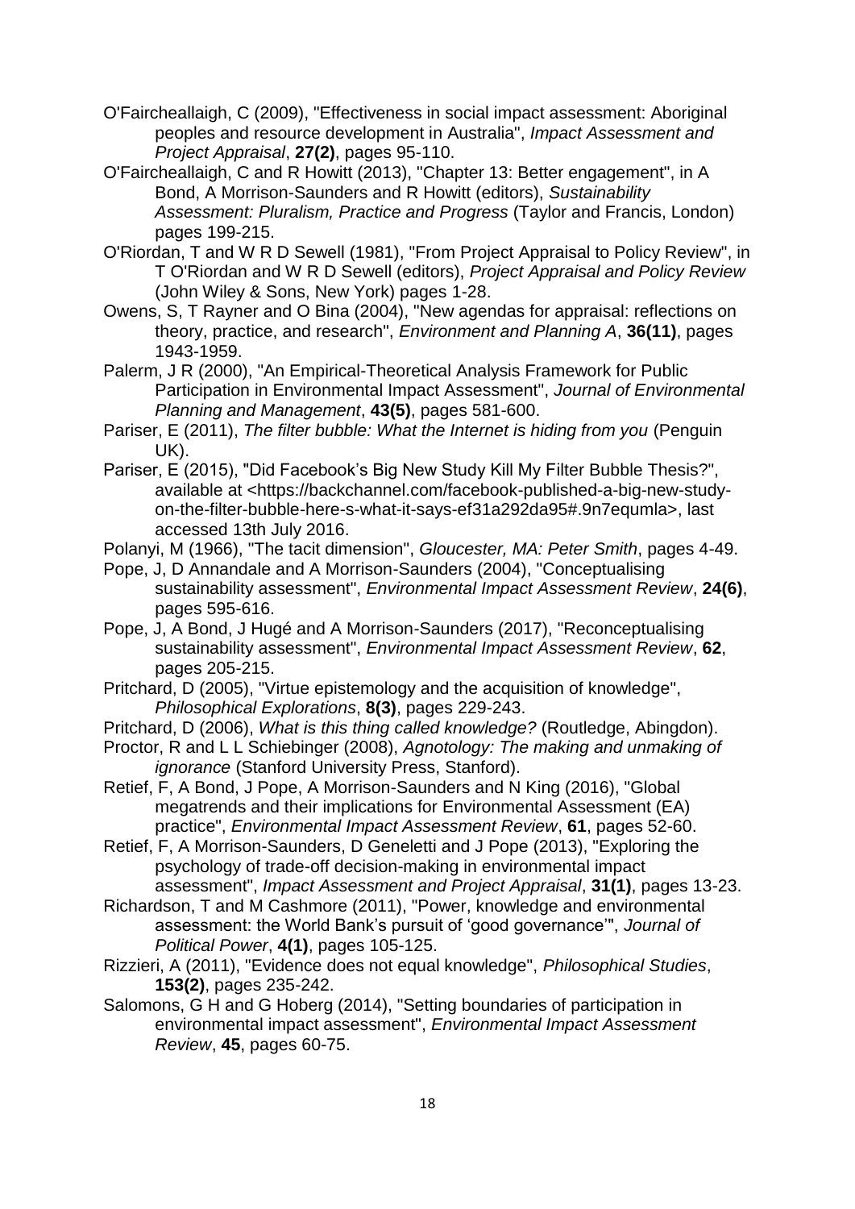O'Faircheallaigh, C (2009), "Effectiveness in social impact assessment: Aboriginal peoples and resource development in Australia", *Impact Assessment and Project Appraisal*, **27(2)**, pages 95-110.

O'Faircheallaigh, C and R Howitt (2013), "Chapter 13: Better engagement", in A Bond, A Morrison-Saunders and R Howitt (editors), *Sustainability Assessment: Pluralism, Practice and Progress* (Taylor and Francis, London) pages 199-215.

O'Riordan, T and W R D Sewell (1981), "From Project Appraisal to Policy Review", in T O'Riordan and W R D Sewell (editors), *Project Appraisal and Policy Review* (John Wiley & Sons, New York) pages 1-28.

Owens, S, T Rayner and O Bina (2004), "New agendas for appraisal: reflections on theory, practice, and research", *Environment and Planning A*, **36(11)**, pages 1943-1959.

Palerm, J R (2000), "An Empirical-Theoretical Analysis Framework for Public Participation in Environmental Impact Assessment", *Journal of Environmental Planning and Management*, **43(5)**, pages 581-600.

Pariser, E (2011), *The filter bubble: What the Internet is hiding from you* (Penguin UK).

Pariser, E (2015), "Did Facebook's Big New Study Kill My Filter Bubble Thesis?", available at <https://backchannel.com/facebook-published-a-big-new-study-on-the-filter-bubble-here-s-what-it-says-ef31a292da95#.9n7equmla>, last accessed 13th July 2016.

Polanyi, M (1966), "The tacit dimension", *Gloucester, MA: Peter Smith*, pages 4-49.

Pope, J, D Annandale and A Morrison-Saunders (2004), "Conceptualising sustainability assessment", *Environmental Impact Assessment Review*, **24(6)**, pages 595-616.

Pope, J, A Bond, J Hugé and A Morrison-Saunders (2017), "Reconceptualising sustainability assessment", *Environmental Impact Assessment Review*, **62**, pages 205-215.

Pritchard, D (2005), "Virtue epistemology and the acquisition of knowledge", *Philosophical Explorations*, **8(3)**, pages 229-243.

Pritchard, D (2006), *What is this thing called knowledge?* (Routledge, Abingdon).

Proctor, R and L L Schiebinger (2008), *Agnotology: The making and unmaking of ignorance* (Stanford University Press, Stanford).

Retief, F, A Bond, J Pope, A Morrison-Saunders and N King (2016), "Global megatrends and their implications for Environmental Assessment (EA) practice", *Environmental Impact Assessment Review*, **61**, pages 52-60.

Retief, F, A Morrison-Saunders, D Geneletti and J Pope (2013), "Exploring the psychology of trade-off decision-making in environmental impact assessment", *Impact Assessment and Project Appraisal*, **31(1)**, pages 13-23.

Richardson, T and M Cashmore (2011), "Power, knowledge and environmental assessment: the World Bank's pursuit of 'good governance'", *Journal of Political Power*, **4(1)**, pages 105-125.

Rizzieri, A (2011), "Evidence does not equal knowledge", *Philosophical Studies*, **153(2)**, pages 235-242.

Salomons, G H and G Hoberg (2014), "Setting boundaries of participation in environmental impact assessment", *Environmental Impact Assessment Review*, **45**, pages 60-75.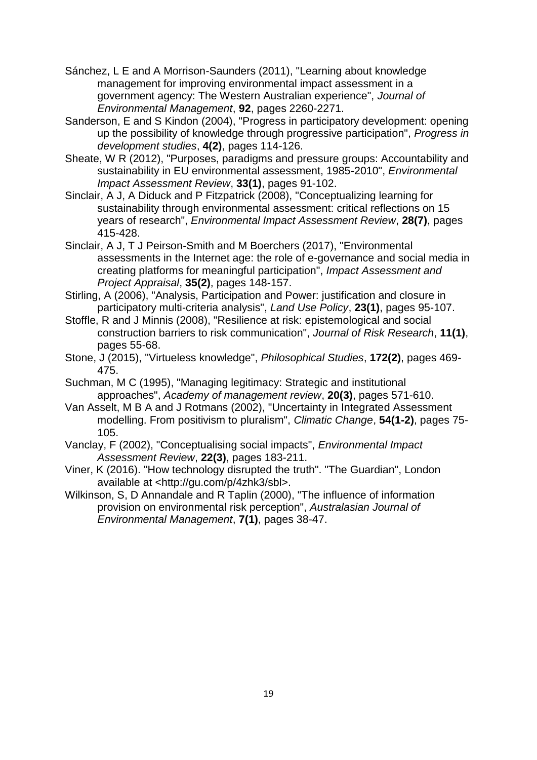Sánchez, L E and A Morrison-Saunders (2011), "Learning about knowledge management for improving environmental impact assessment in a government agency: The Western Australian experience", *Journal of Environmental Management*, **92**, pages 2260-2271.

Sanderson, E and S Kindon (2004), "Progress in participatory development: opening up the possibility of knowledge through progressive participation", *Progress in development studies*, **4(2)**, pages 114-126.

Sheate, W R (2012), "Purposes, paradigms and pressure groups: Accountability and sustainability in EU environmental assessment, 1985-2010", *Environmental Impact Assessment Review*, **33(1)**, pages 91-102.

Sinclair, A J, A Diduck and P Fitzpatrick (2008), "Conceptualizing learning for sustainability through environmental assessment: critical reflections on 15 years of research", *Environmental Impact Assessment Review*, **28(7)**, pages 415-428.

Sinclair, A J, T J Peirson-Smith and M Boerchers (2017), "Environmental assessments in the Internet age: the role of e-governance and social media in creating platforms for meaningful participation", *Impact Assessment and Project Appraisal*, **35(2)**, pages 148-157.

Stirling, A (2006), "Analysis, Participation and Power: justification and closure in participatory multi-criteria analysis", *Land Use Policy*, **23(1)**, pages 95-107.

Stoffle, R and J Minnis (2008), "Resilience at risk: epistemological and social construction barriers to risk communication", *Journal of Risk Research*, **11(1)**, pages 55-68.

Stone, J (2015), "Virtueless knowledge", *Philosophical Studies*, **172(2)**, pages 469-475.

Suchman, M C (1995), "Managing legitimacy: Strategic and institutional approaches", *Academy of management review*, **20(3)**, pages 571-610.

Van Asselt, M B A and J Rotmans (2002), "Uncertainty in Integrated Assessment modelling. From positivism to pluralism", *Climatic Change*, **54(1-2)**, pages 75-105.

Vanclay, F (2002), "Conceptualising social impacts", *Environmental Impact Assessment Review*, **22(3)**, pages 183-211.

Viner, K (2016). "How technology disrupted the truth". "The Guardian", London available at <http://gu.com/p/4zhk3/sbl>.

Wilkinson, S, D Annandale and R Taplin (2000), "The influence of information provision on environmental risk perception", *Australasian Journal of Environmental Management*, **7(1)**, pages 38-47.